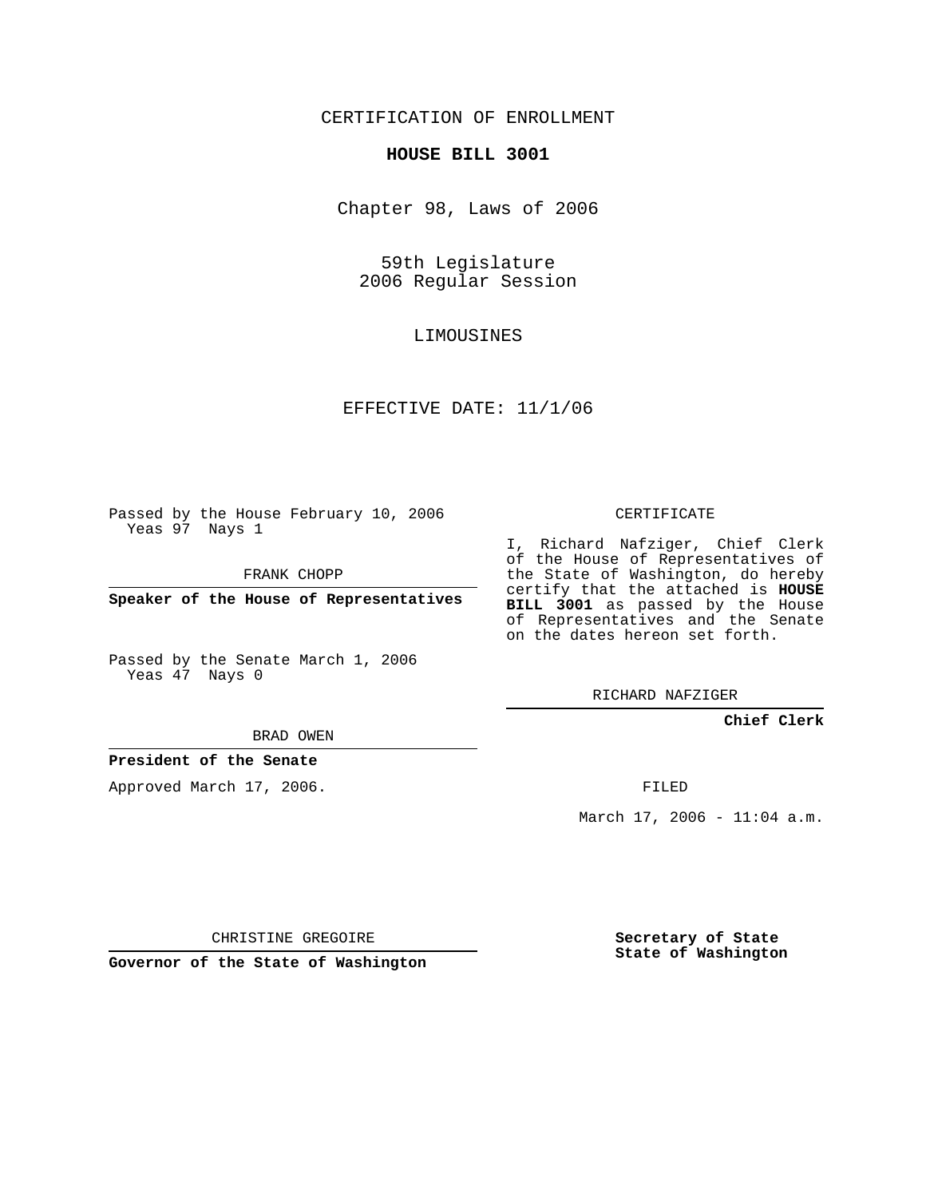CERTIFICATION OF ENROLLMENT

**HOUSE BILL 3001**

Chapter 98, Laws of 2006

59th Legislature
2006 Regular Session

LIMOUSINES

EFFECTIVE DATE: 11/1/06

Passed by the House February 10, 2006
Yeas 97 Nays 1

FRANK CHOPP

**Speaker of the House of Representatives**

Passed by the Senate March 1, 2006
Yeas 47 Nays 0

BRAD OWEN

**President of the Senate**

Approved March 17, 2006.

CHRISTINE GREGOIRE

**Governor of the State of Washington**

CERTIFICATE

I, Richard Nafziger, Chief Clerk of the House of Representatives of the State of Washington, do hereby certify that the attached is **HOUSE BILL 3001** as passed by the House of Representatives and the Senate on the dates hereon set forth.

RICHARD NAFZIGER

**Chief Clerk**

FILED

March 17, 2006 - 11:04 a.m.

**Secretary of State**
**State of Washington**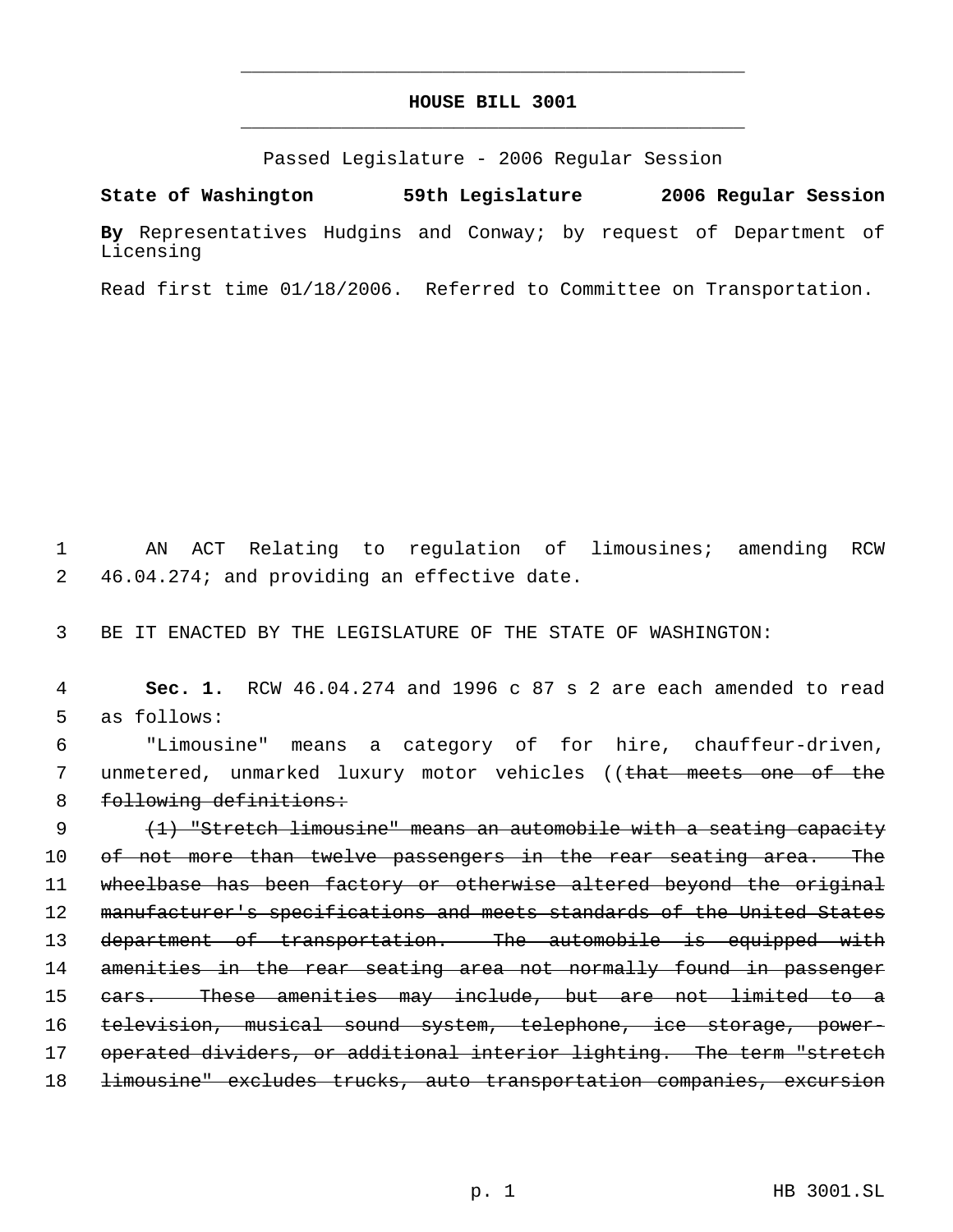**HOUSE BILL 3001**

Passed Legislature - 2006 Regular Session

**State of Washington 59th Legislature 2006 Regular Session**

**By** Representatives Hudgins and Conway; by request of Department of Licensing

Read first time 01/18/2006. Referred to Committee on Transportation.

AN ACT Relating to regulation of limousines; amending RCW 46.04.274; and providing an effective date.

BE IT ENACTED BY THE LEGISLATURE OF THE STATE OF WASHINGTON:

**Sec. 1.** RCW 46.04.274 and 1996 c 87 s 2 are each amended to read as follows:

"Limousine" means a category of for hire, chauffeur-driven, unmetered, unmarked luxury motor vehicles ((~~that meets one of the following definitions:~~

~~(1) "Stretch limousine" means an automobile with a seating capacity of not more than twelve passengers in the rear seating area. The wheelbase has been factory or otherwise altered beyond the original manufacturer's specifications and meets standards of the United States department of transportation. The automobile is equipped with amenities in the rear seating area not normally found in passenger cars. These amenities may include, but are not limited to a television, musical sound system, telephone, ice storage, power-operated dividers, or additional interior lighting. The term "stretch limousine" excludes trucks, auto transportation companies, excursion~~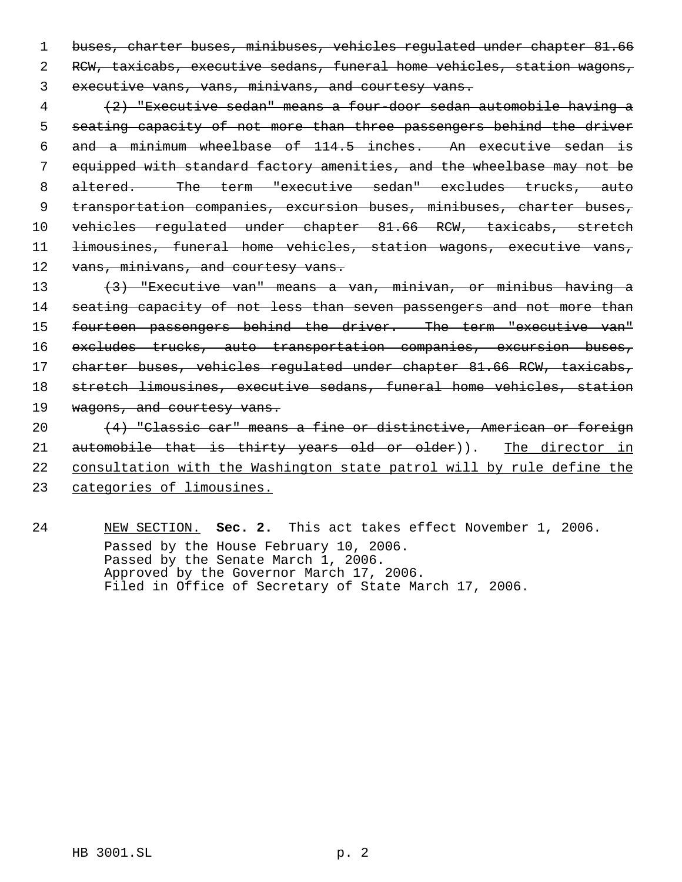~~buses, charter buses, minibuses, vehicles regulated under chapter 81.66 RCW, taxicabs, executive sedans, funeral home vehicles, station wagons, executive vans, vans, minivans, and courtesy vans.~~

~~(2) "Executive sedan" means a four-door sedan automobile having a seating capacity of not more than three passengers behind the driver and a minimum wheelbase of 114.5 inches. An executive sedan is equipped with standard factory amenities, and the wheelbase may not be altered. The term "executive sedan" excludes trucks, auto transportation companies, excursion buses, minibuses, charter buses, vehicles regulated under chapter 81.66 RCW, taxicabs, stretch limousines, funeral home vehicles, station wagons, executive vans, vans, minivans, and courtesy vans.~~

~~(3) "Executive van" means a van, minivan, or minibus having a seating capacity of not less than seven passengers and not more than fourteen passengers behind the driver. The term "executive van" excludes trucks, auto transportation companies, excursion buses, charter buses, vehicles regulated under chapter 81.66 RCW, taxicabs, stretch limousines, executive sedans, funeral home vehicles, station wagons, and courtesy vans.~~

~~(4) "Classic car" means a fine or distinctive, American or foreign automobile that is thirty years old or older~~)). <u>The director in consultation with the Washington state patrol will by rule define the categories of limousines.</u>

<u>NEW SECTION.</u> **Sec. 2.** This act takes effect November 1, 2006.

Passed by the House February 10, 2006.
Passed by the Senate March 1, 2006.
Approved by the Governor March 17, 2006.
Filed in Office of Secretary of State March 17, 2006.